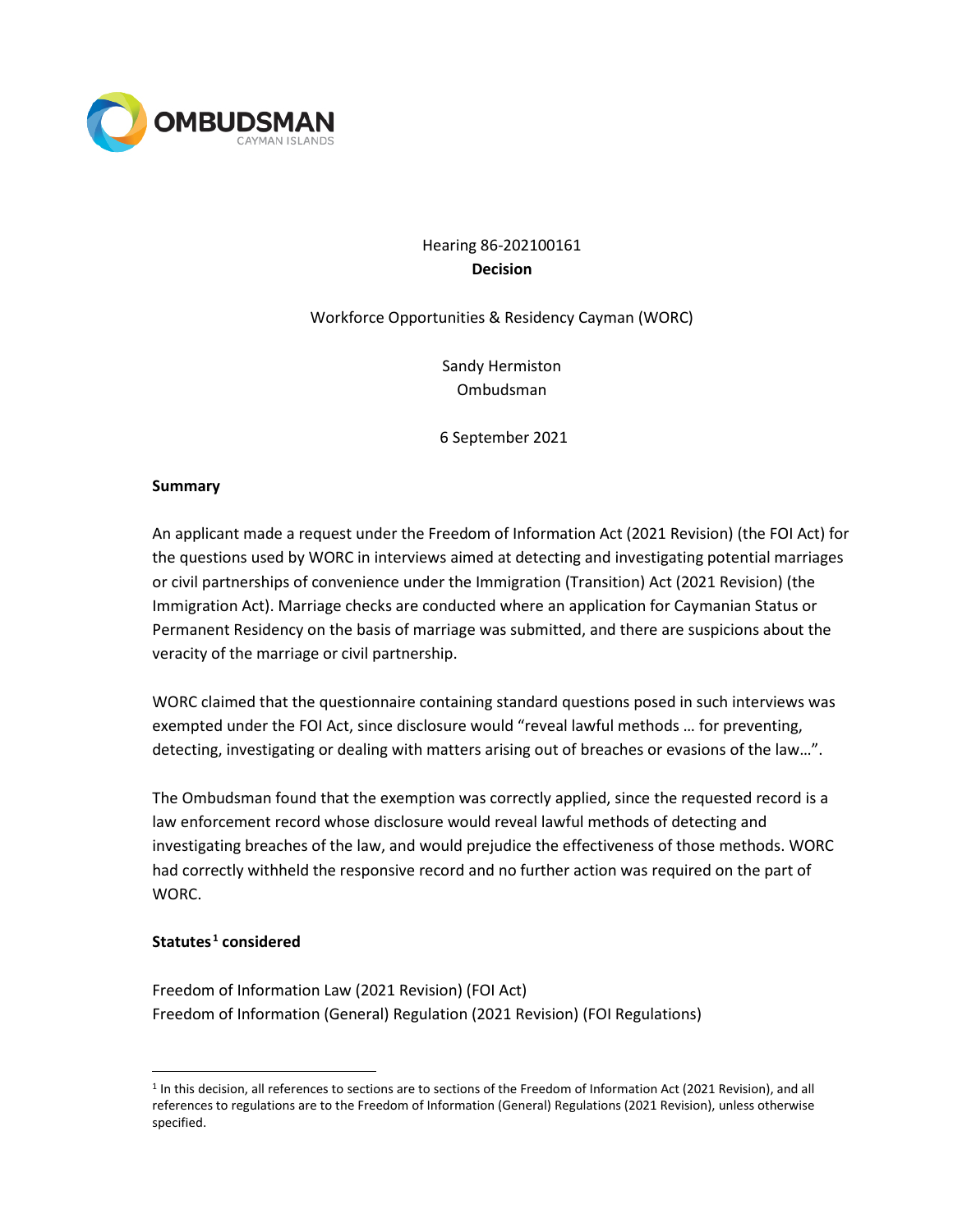OMBUDSMAN
CAYMAN ISLANDS

Hearing 86-202100161
**Decision**

Workforce Opportunities & Residency Cayman (WORC)

Sandy Hermiston
Ombudsman

6 September 2021

**Summary**

An applicant made a request under the Freedom of Information Act (2021 Revision) (the FOI Act) for the questions used by WORC in interviews aimed at detecting and investigating potential marriages or civil partnerships of convenience under the Immigration (Transition) Act (2021 Revision) (the Immigration Act). Marriage checks are conducted where an application for Caymanian Status or Permanent Residency on the basis of marriage was submitted, and there are suspicions about the veracity of the marriage or civil partnership.

WORC claimed that the questionnaire containing standard questions posed in such interviews was exempted under the FOI Act, since disclosure would "reveal lawful methods … for preventing, detecting, investigating or dealing with matters arising out of breaches or evasions of the law…".

The Ombudsman found that the exemption was correctly applied, since the requested record is a law enforcement record whose disclosure would reveal lawful methods of detecting and investigating breaches of the law, and would prejudice the effectiveness of those methods. WORC had correctly withheld the responsive record and no further action was required on the part of WORC.

**Statutes[1] considered**

Freedom of Information Law (2021 Revision) (FOI Act)
Freedom of Information (General) Regulation (2021 Revision) (FOI Regulations)

[1] In this decision, all references to sections are to sections of the Freedom of Information Act (2021 Revision), and all references to regulations are to the Freedom of Information (General) Regulations (2021 Revision), unless otherwise specified.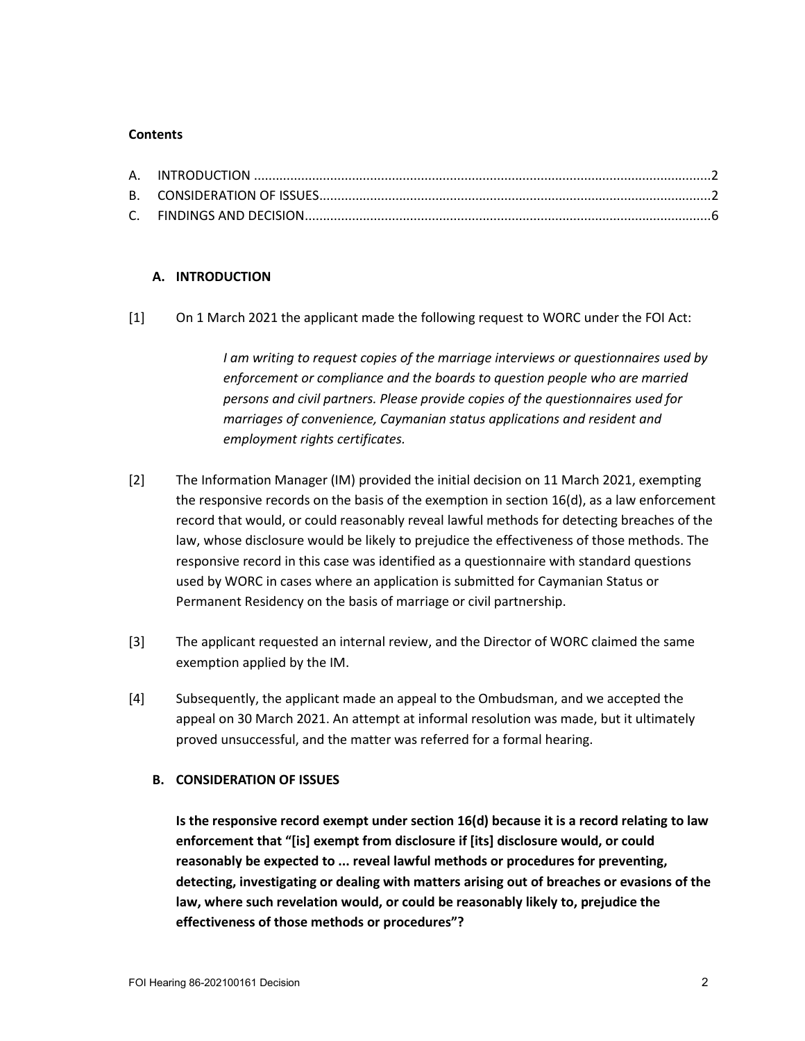**Contents**

A. INTRODUCTION ....................................................................................................................2
B. CONSIDERATION OF ISSUES..................................................................................................2
C. FINDINGS AND DECISION......................................................................................................6

## A. INTRODUCTION

[1] On 1 March 2021 the applicant made the following request to WORC under the FOI Act:

> *I am writing to request copies of the marriage interviews or questionnaires used by enforcement or compliance and the boards to question people who are married persons and civil partners. Please provide copies of the questionnaires used for marriages of convenience, Caymanian status applications and resident and employment rights certificates.*

[2] The Information Manager (IM) provided the initial decision on 11 March 2021, exempting the responsive records on the basis of the exemption in section 16(d), as a law enforcement record that would, or could reasonably reveal lawful methods for detecting breaches of the law, whose disclosure would be likely to prejudice the effectiveness of those methods. The responsive record in this case was identified as a questionnaire with standard questions used by WORC in cases where an application is submitted for Caymanian Status or Permanent Residency on the basis of marriage or civil partnership.

[3] The applicant requested an internal review, and the Director of WORC claimed the same exemption applied by the IM.

[4] Subsequently, the applicant made an appeal to the Ombudsman, and we accepted the appeal on 30 March 2021. An attempt at informal resolution was made, but it ultimately proved unsuccessful, and the matter was referred for a formal hearing.

## B. CONSIDERATION OF ISSUES

**Is the responsive record exempt under section 16(d) because it is a record relating to law enforcement that "[is] exempt from disclosure if [its] disclosure would, or could reasonably be expected to ... reveal lawful methods or procedures for preventing, detecting, investigating or dealing with matters arising out of breaches or evasions of the law, where such revelation would, or could be reasonably likely to, prejudice the effectiveness of those methods or procedures"?**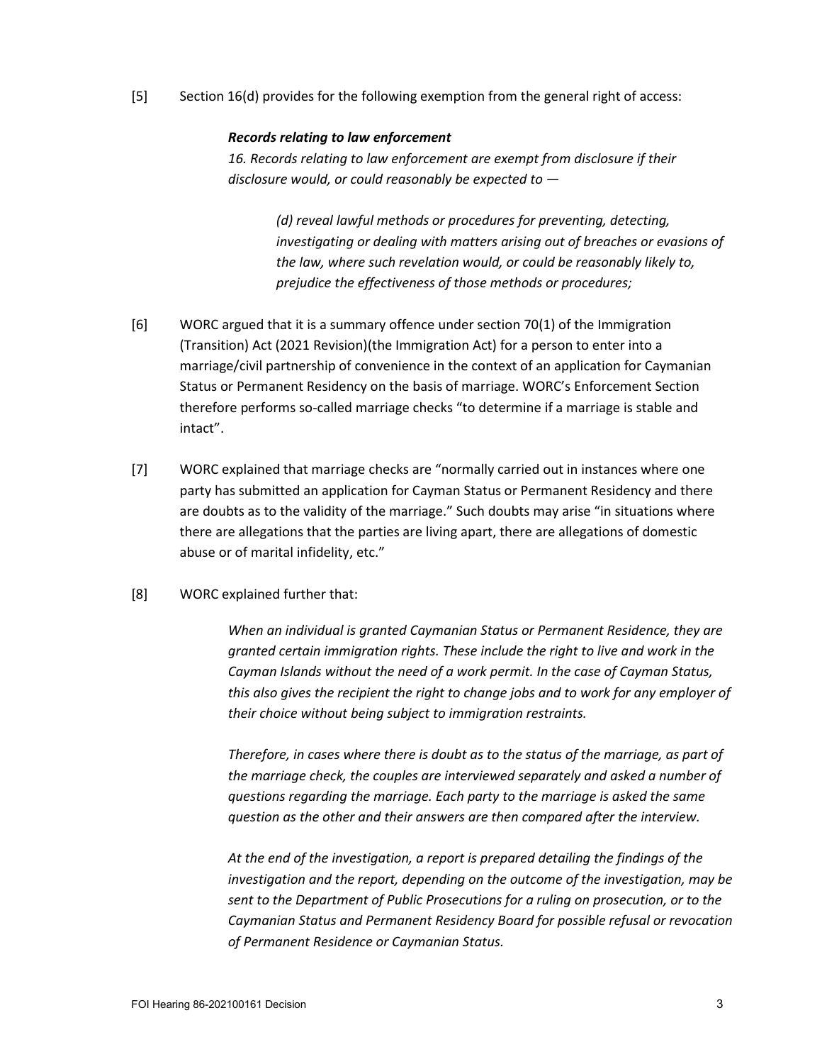[5] Section 16(d) provides for the following exemption from the general right of access:

> ***Records relating to law enforcement***
>
> *16. Records relating to law enforcement are exempt from disclosure if their disclosure would, or could reasonably be expected to —*
>
> > *(d) reveal lawful methods or procedures for preventing, detecting, investigating or dealing with matters arising out of breaches or evasions of the law, where such revelation would, or could be reasonably likely to, prejudice the effectiveness of those methods or procedures;*

[6] WORC argued that it is a summary offence under section 70(1) of the Immigration (Transition) Act (2021 Revision)(the Immigration Act) for a person to enter into a marriage/civil partnership of convenience in the context of an application for Caymanian Status or Permanent Residency on the basis of marriage. WORC's Enforcement Section therefore performs so-called marriage checks "to determine if a marriage is stable and intact".

[7] WORC explained that marriage checks are "normally carried out in instances where one party has submitted an application for Cayman Status or Permanent Residency and there are doubts as to the validity of the marriage." Such doubts may arise "in situations where there are allegations that the parties are living apart, there are allegations of domestic abuse or of marital infidelity, etc."

[8] WORC explained further that:

> *When an individual is granted Caymanian Status or Permanent Residence, they are granted certain immigration rights. These include the right to live and work in the Cayman Islands without the need of a work permit. In the case of Cayman Status, this also gives the recipient the right to change jobs and to work for any employer of their choice without being subject to immigration restraints.*
>
> *Therefore, in cases where there is doubt as to the status of the marriage, as part of the marriage check, the couples are interviewed separately and asked a number of questions regarding the marriage. Each party to the marriage is asked the same question as the other and their answers are then compared after the interview.*
>
> *At the end of the investigation, a report is prepared detailing the findings of the investigation and the report, depending on the outcome of the investigation, may be sent to the Department of Public Prosecutions for a ruling on prosecution, or to the Caymanian Status and Permanent Residency Board for possible refusal or revocation of Permanent Residence or Caymanian Status.*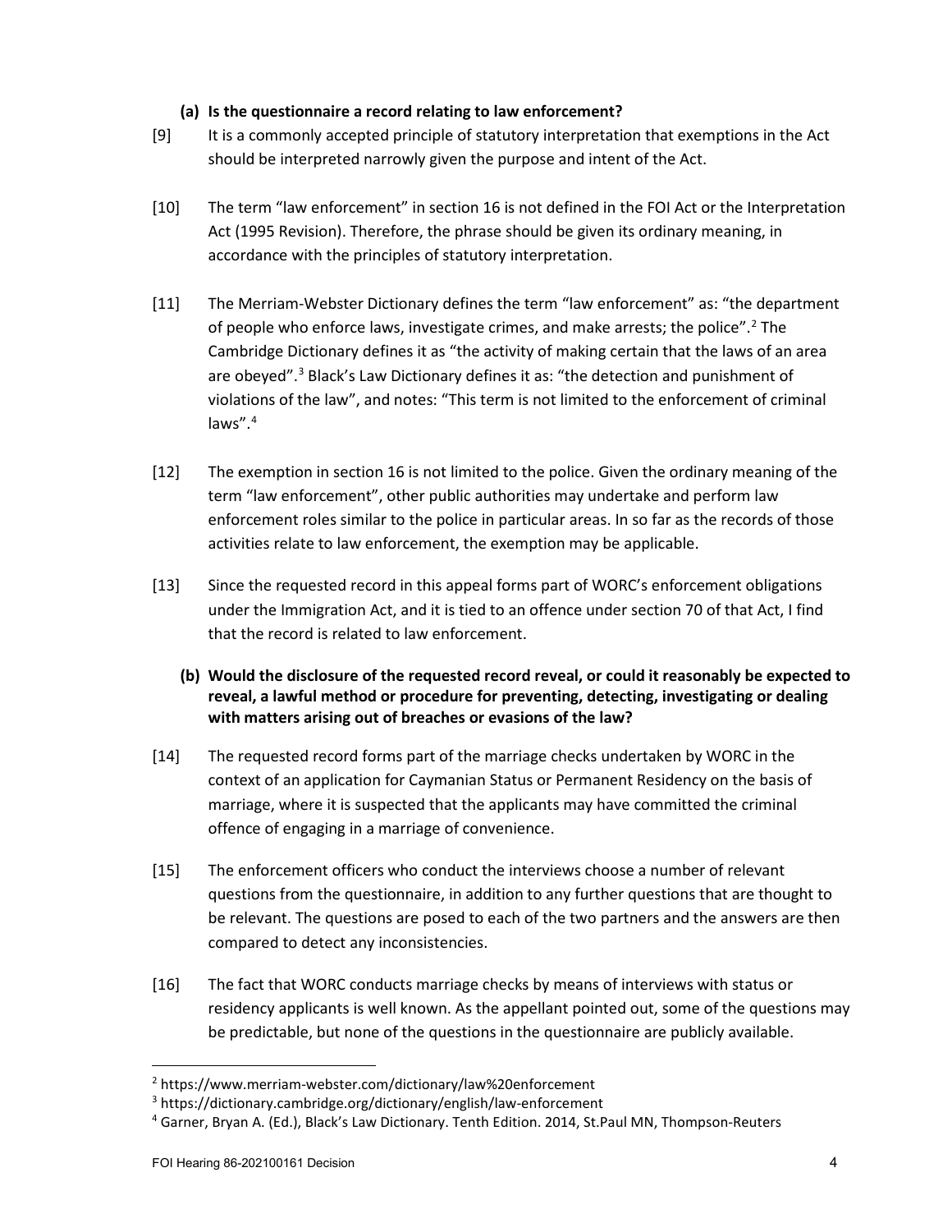### (a) Is the questionnaire a record relating to law enforcement?

[9] It is a commonly accepted principle of statutory interpretation that exemptions in the Act should be interpreted narrowly given the purpose and intent of the Act.

[10] The term "law enforcement" in section 16 is not defined in the FOI Act or the Interpretation Act (1995 Revision). Therefore, the phrase should be given its ordinary meaning, in accordance with the principles of statutory interpretation.

[11] The Merriam-Webster Dictionary defines the term "law enforcement" as: "the department of people who enforce laws, investigate crimes, and make arrests; the police".[2] The Cambridge Dictionary defines it as "the activity of making certain that the laws of an area are obeyed".[3] Black's Law Dictionary defines it as: "the detection and punishment of violations of the law", and notes: "This term is not limited to the enforcement of criminal laws".[4]

[12] The exemption in section 16 is not limited to the police. Given the ordinary meaning of the term "law enforcement", other public authorities may undertake and perform law enforcement roles similar to the police in particular areas. In so far as the records of those activities relate to law enforcement, the exemption may be applicable.

[13] Since the requested record in this appeal forms part of WORC's enforcement obligations under the Immigration Act, and it is tied to an offence under section 70 of that Act, I find that the record is related to law enforcement.

### (b) Would the disclosure of the requested record reveal, or could it reasonably be expected to reveal, a lawful method or procedure for preventing, detecting, investigating or dealing with matters arising out of breaches or evasions of the law?

[14] The requested record forms part of the marriage checks undertaken by WORC in the context of an application for Caymanian Status or Permanent Residency on the basis of marriage, where it is suspected that the applicants may have committed the criminal offence of engaging in a marriage of convenience.

[15] The enforcement officers who conduct the interviews choose a number of relevant questions from the questionnaire, in addition to any further questions that are thought to be relevant. The questions are posed to each of the two partners and the answers are then compared to detect any inconsistencies.

[16] The fact that WORC conducts marriage checks by means of interviews with status or residency applicants is well known. As the appellant pointed out, some of the questions may be predictable, but none of the questions in the questionnaire are publicly available.

---

[2] https://www.merriam-webster.com/dictionary/law%20enforcement

[3] https://dictionary.cambridge.org/dictionary/english/law-enforcement

[4] Garner, Bryan A. (Ed.), Black's Law Dictionary. Tenth Edition. 2014, St.Paul MN, Thompson-Reuters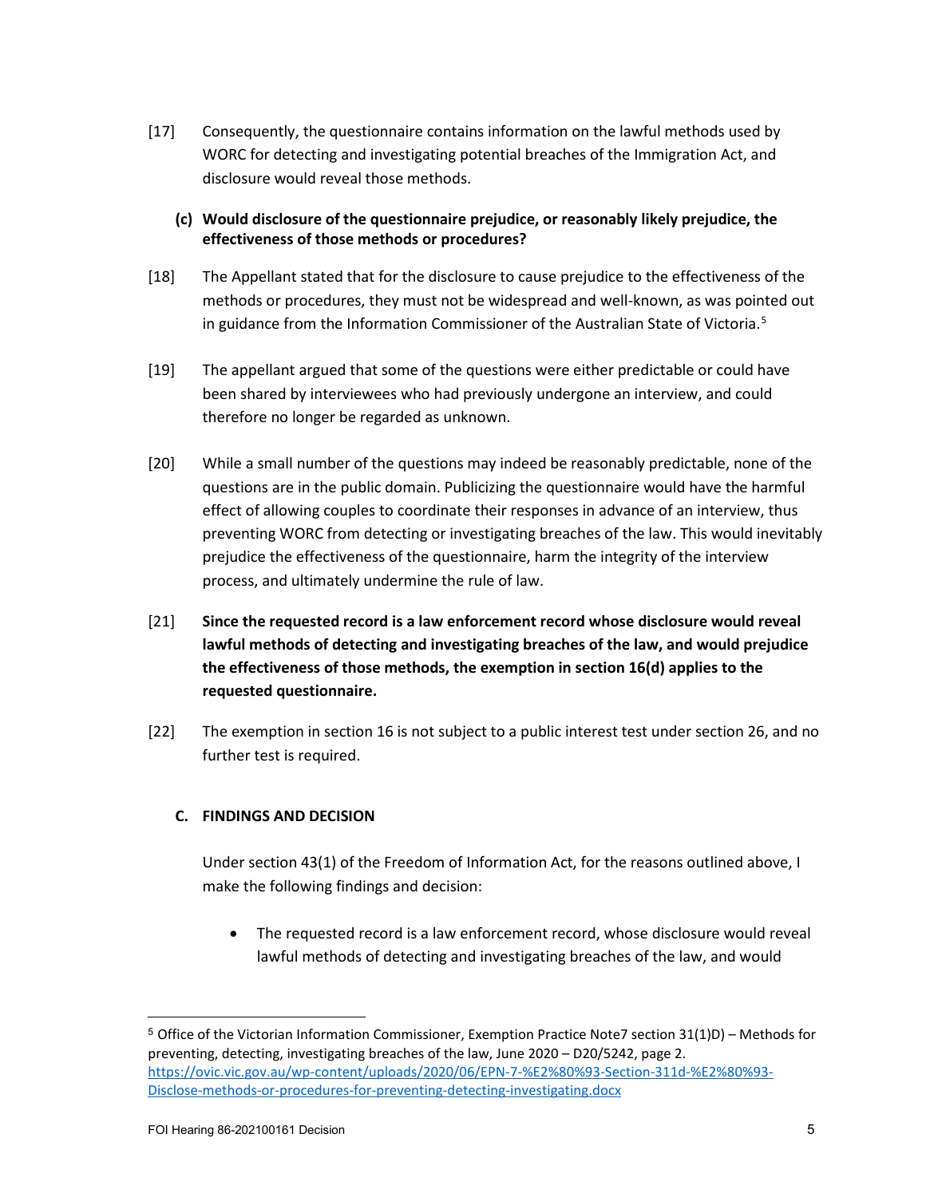[17] Consequently, the questionnaire contains information on the lawful methods used by WORC for detecting and investigating potential breaches of the Immigration Act, and disclosure would reveal those methods.

**(c) Would disclosure of the questionnaire prejudice, or reasonably likely prejudice, the effectiveness of those methods or procedures?**

[18] The Appellant stated that for the disclosure to cause prejudice to the effectiveness of the methods or procedures, they must not be widespread and well-known, as was pointed out in guidance from the Information Commissioner of the Australian State of Victoria.[5]

[19] The appellant argued that some of the questions were either predictable or could have been shared by interviewees who had previously undergone an interview, and could therefore no longer be regarded as unknown.

[20] While a small number of the questions may indeed be reasonably predictable, none of the questions are in the public domain. Publicizing the questionnaire would have the harmful effect of allowing couples to coordinate their responses in advance of an interview, thus preventing WORC from detecting or investigating breaches of the law. This would inevitably prejudice the effectiveness of the questionnaire, harm the integrity of the interview process, and ultimately undermine the rule of law.

[21] **Since the requested record is a law enforcement record whose disclosure would reveal lawful methods of detecting and investigating breaches of the law, and would prejudice the effectiveness of those methods, the exemption in section 16(d) applies to the requested questionnaire.**

[22] The exemption in section 16 is not subject to a public interest test under section 26, and no further test is required.

## C. FINDINGS AND DECISION

Under section 43(1) of the Freedom of Information Act, for the reasons outlined above, I make the following findings and decision:

- The requested record is a law enforcement record, whose disclosure would reveal lawful methods of detecting and investigating breaches of the law, and would

---

[5] Office of the Victorian Information Commissioner, Exemption Practice Note7 section 31(1)D) – Methods for preventing, detecting, investigating breaches of the law, June 2020 – D20/5242, page 2. https://ovic.vic.gov.au/wp-content/uploads/2020/06/EPN-7-%E2%80%93-Section-311d-%E2%80%93-Disclose-methods-or-procedures-for-preventing-detecting-investigating.docx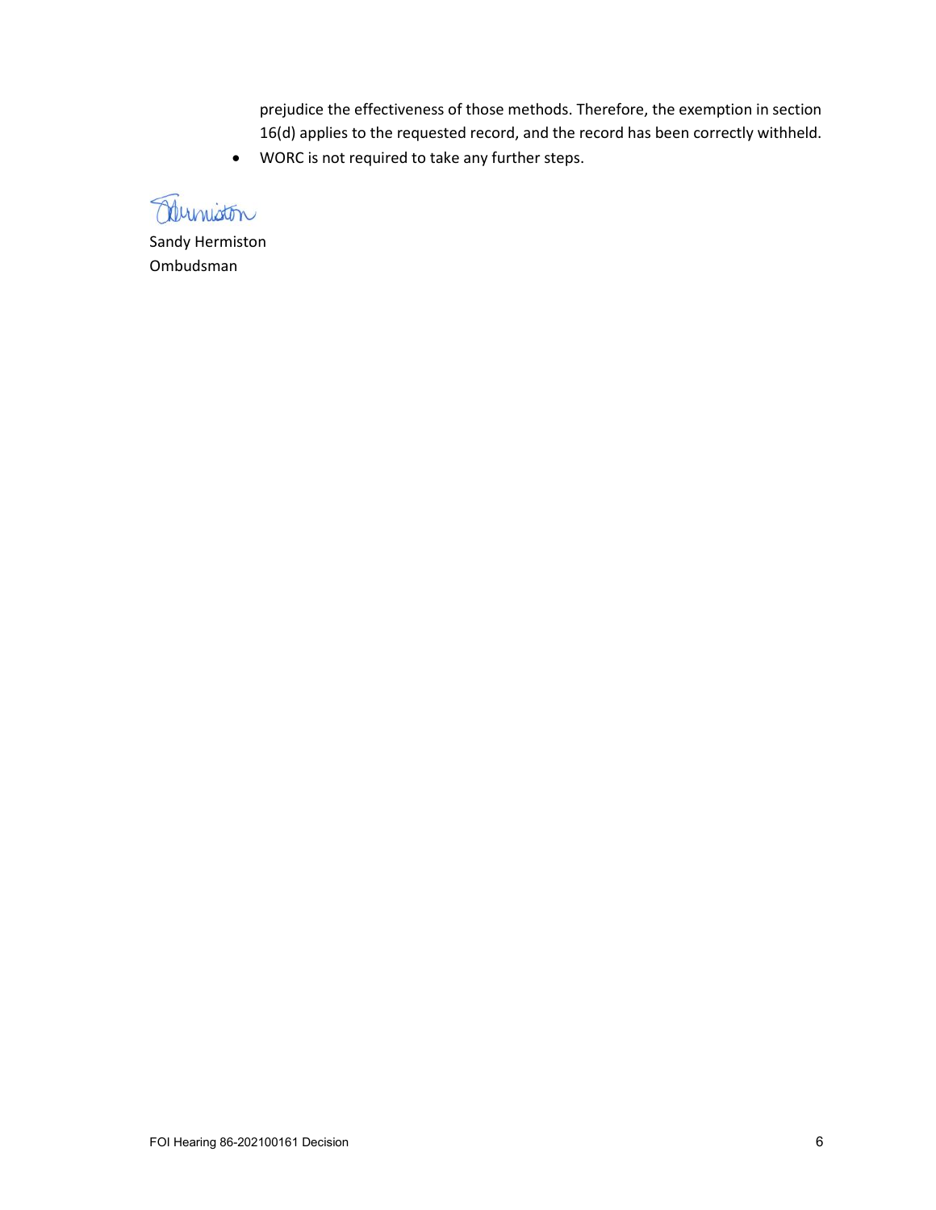prejudice the effectiveness of those methods. Therefore, the exemption in section 16(d) applies to the requested record, and the record has been correctly withheld.

- WORC is not required to take any further steps.

Sandy Hermiston
Ombudsman